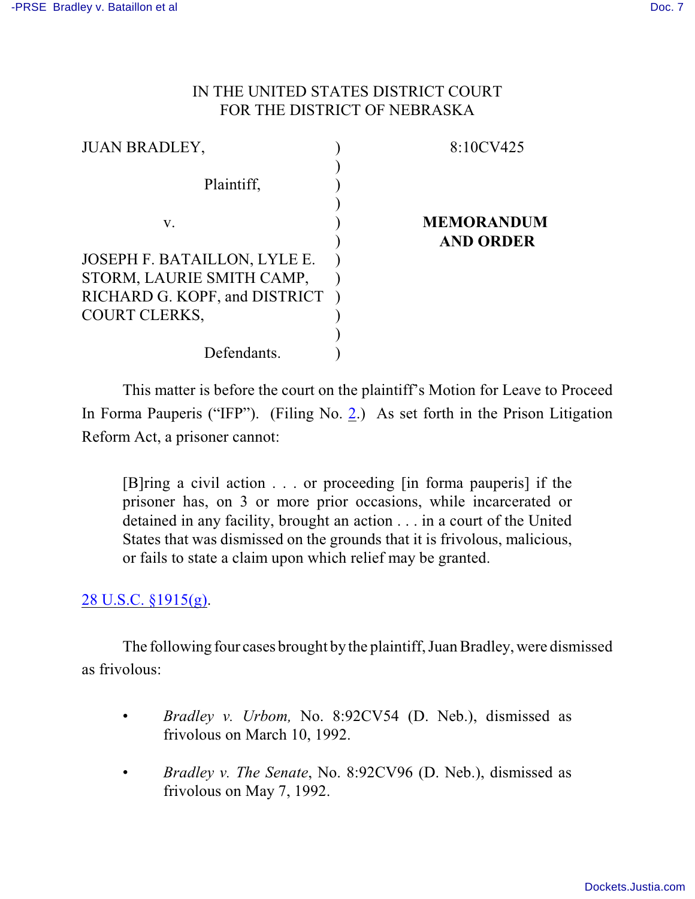IN THE UNITED STATES DISTRICT COURT
FOR THE DISTRICT OF NEBRASKA

| | | |
|---|---|---|
| JUAN BRADLEY, | ) | 8:10CV425 |
| | ) | |
| Plaintiff, | ) | |
| | ) | |
| v. | ) | **MEMORANDUM AND ORDER** |
| | ) | |
| JOSEPH F. BATAILLON, LYLE E. STORM, LAURIE SMITH CAMP, RICHARD G. KOPF, and DISTRICT COURT CLERKS, | ) | |
| | ) | |
| Defendants. | ) | |

This matter is before the court on the plaintiff's Motion for Leave to Proceed In Forma Pauperis ("IFP"). (Filing No. 2.) As set forth in the Prison Litigation Reform Act, a prisoner cannot:

> [B]ring a civil action . . . or proceeding [in forma pauperis] if the prisoner has, on 3 or more prior occasions, while incarcerated or detained in any facility, brought an action . . . in a court of the United States that was dismissed on the grounds that it is frivolous, malicious, or fails to state a claim upon which relief may be granted.

28 U.S.C. §1915(g).

The following four cases brought by the plaintiff, Juan Bradley, were dismissed as frivolous:

- *Bradley v. Urbom,* No. 8:92CV54 (D. Neb.), dismissed as frivolous on March 10, 1992.
- *Bradley v. The Senate*, No. 8:92CV96 (D. Neb.), dismissed as frivolous on May 7, 1992.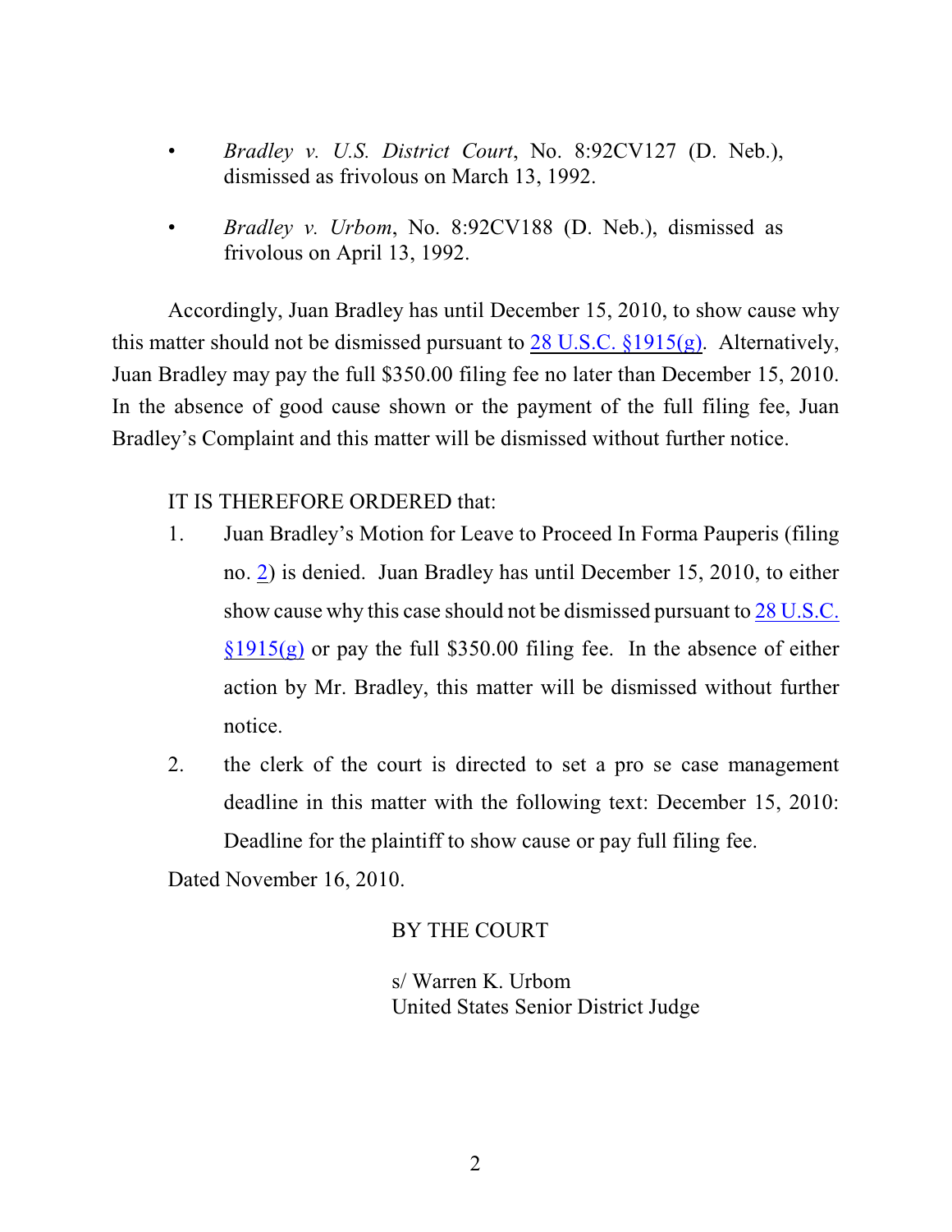- *Bradley v. U.S. District Court*, No. 8:92CV127 (D. Neb.), dismissed as frivolous on March 13, 1992.
- *Bradley v. Urbom*, No. 8:92CV188 (D. Neb.), dismissed as frivolous on April 13, 1992.

Accordingly, Juan Bradley has until December 15, 2010, to show cause why this matter should not be dismissed pursuant to 28 U.S.C. §1915(g). Alternatively, Juan Bradley may pay the full $350.00 filing fee no later than December 15, 2010. In the absence of good cause shown or the payment of the full filing fee, Juan Bradley's Complaint and this matter will be dismissed without further notice.

IT IS THEREFORE ORDERED that:

1. Juan Bradley's Motion for Leave to Proceed In Forma Pauperis (filing no. 2) is denied. Juan Bradley has until December 15, 2010, to either show cause why this case should not be dismissed pursuant to 28 U.S.C. §1915(g) or pay the full $350.00 filing fee. In the absence of either action by Mr. Bradley, this matter will be dismissed without further notice.
2. the clerk of the court is directed to set a pro se case management deadline in this matter with the following text: December 15, 2010: Deadline for the plaintiff to show cause or pay full filing fee.

Dated November 16, 2010.

BY THE COURT

s/ Warren K. Urbom
United States Senior District Judge